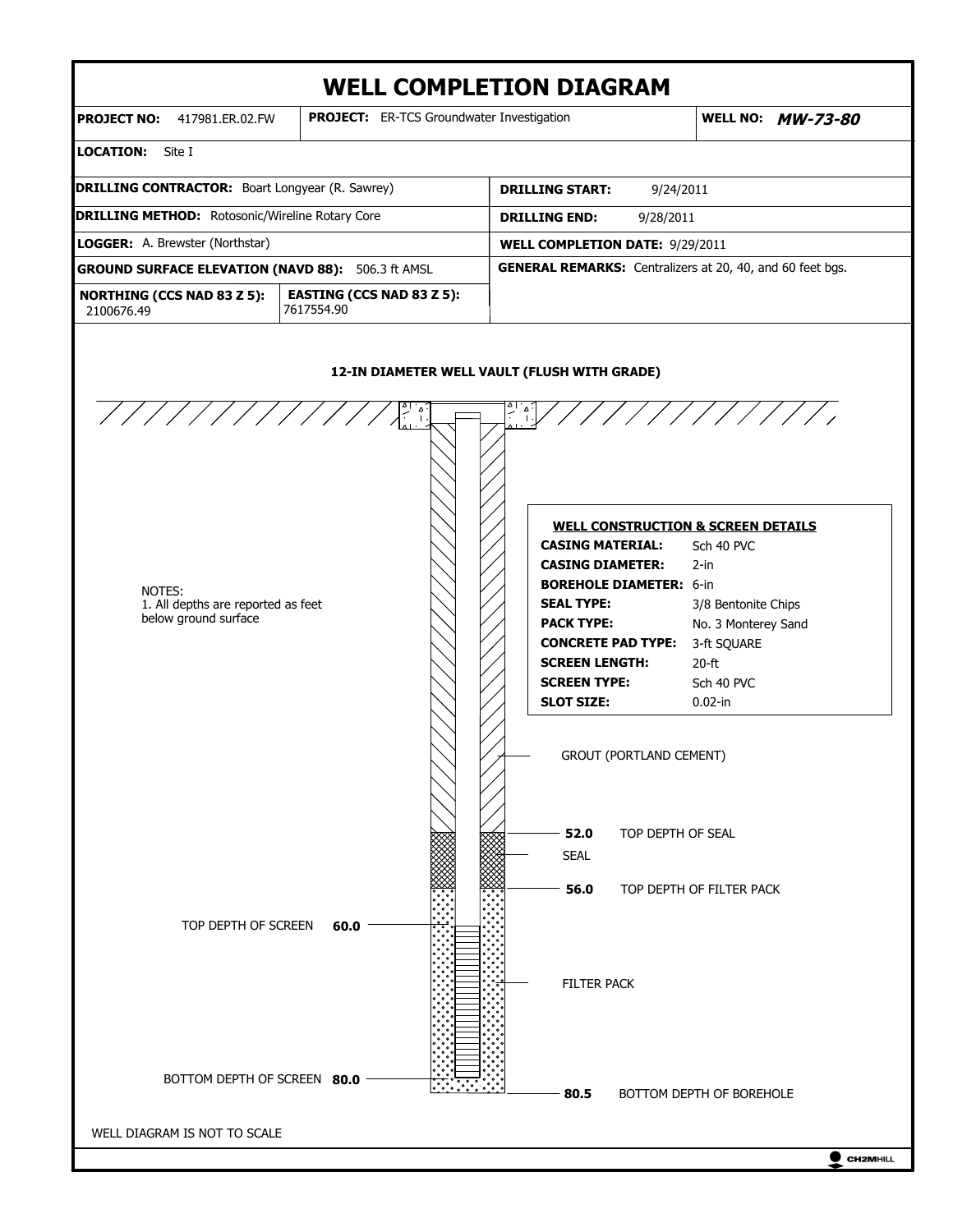# WELL COMPLETION DIAGRAM

| | | |
|---|---|---|
| **PROJECT NO:** 417981.ER.02.FW | **PROJECT:** ER-TCS Groundwater Investigation | **WELL NO:** ***MW-73-80*** |
| **LOCATION:** Site I | | |

| | |
|---|---|
| **DRILLING CONTRACTOR:** Boart Longyear (R. Sawrey) | **DRILLING START:** 9/24/2011 |
| **DRILLING METHOD:** Rotosonic/Wireline Rotary Core | **DRILLING END:** 9/28/2011 |
| **LOGGER:** A. Brewster (Northstar) | **WELL COMPLETION DATE:** 9/29/2011 |
| **GROUND SURFACE ELEVATION (NAVD 88):** 506.3 ft AMSL | **GENERAL REMARKS:** Centralizers at 20, 40, and 60 feet bgs. |
| **NORTHING (CCS NAD 83 Z 5):** 2100676.49 / **EASTING (CCS NAD 83 Z 5):** 7617554.90 | |

**12-IN DIAMETER WELL VAULT (FLUSH WITH GRADE)**

NOTES:
1. All depths are reported as feet below ground surface

**WELL CONSTRUCTION & SCREEN DETAILS**

| | |
|---|---|
| **CASING MATERIAL:** | Sch 40 PVC |
| **CASING DIAMETER:** | 2-in |
| **BOREHOLE DIAMETER:** | 6-in |
| **SEAL TYPE:** | 3/8 Bentonite Chips |
| **PACK TYPE:** | No. 3 Monterey Sand |
| **CONCRETE PAD TYPE:** | 3-ft SQUARE |
| **SCREEN LENGTH:** | 20-ft |
| **SCREEN TYPE:** | Sch 40 PVC |
| **SLOT SIZE:** | 0.02-in |

GROUT (PORTLAND CEMENT)

**52.0** TOP DEPTH OF SEAL

SEAL

**56.0** TOP DEPTH OF FILTER PACK

TOP DEPTH OF SCREEN **60.0**

FILTER PACK

BOTTOM DEPTH OF SCREEN **80.0**

**80.5** BOTTOM DEPTH OF BOREHOLE

WELL DIAGRAM IS NOT TO SCALE

CH2MHILL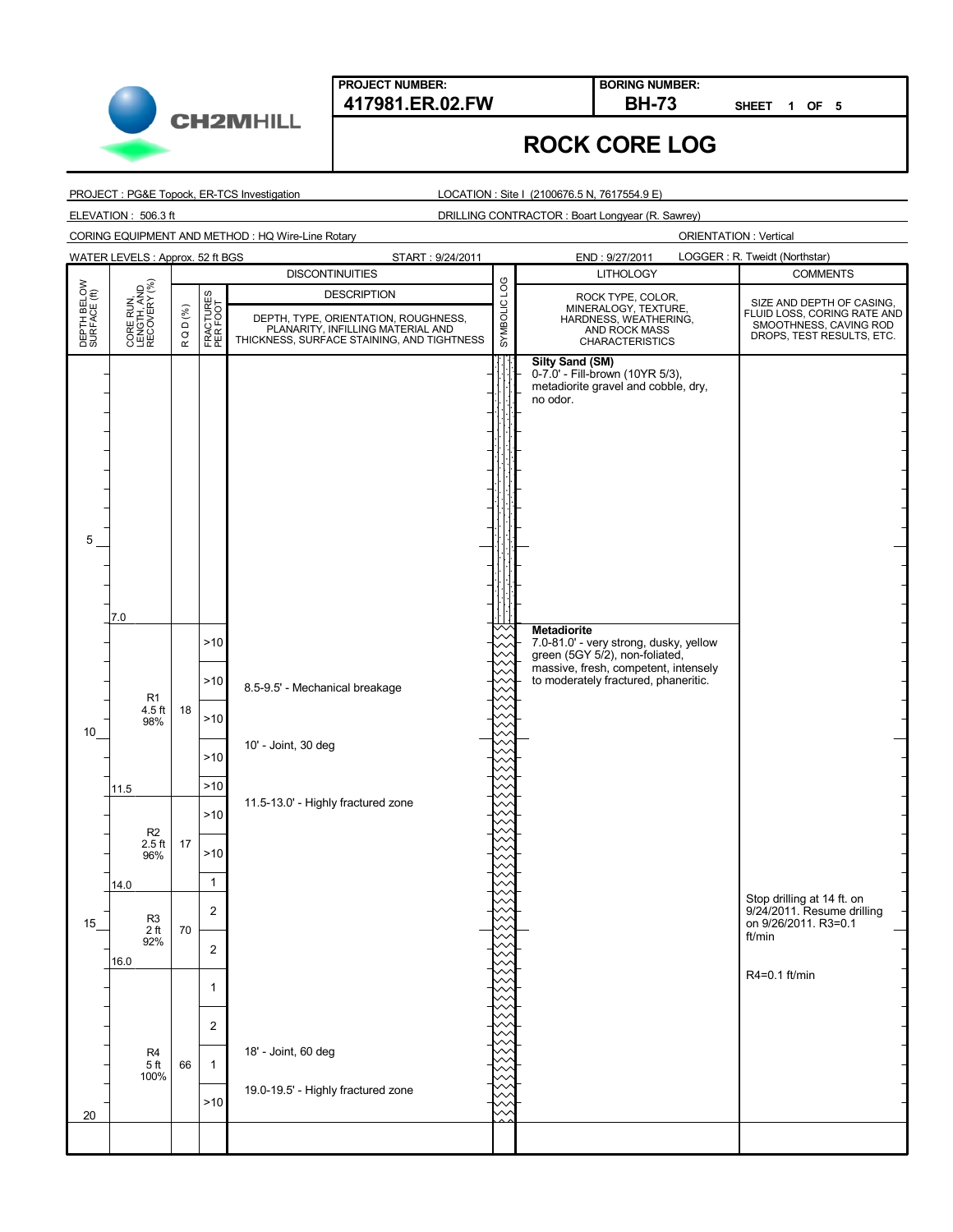**PROJECT NUMBER:** 417981.ER.02.FW

**BORING NUMBER:** BH-73

SHEET 1 OF 5

# ROCK CORE LOG

PROJECT : PG&E Topock, ER-TCS Investigation

LOCATION : Site I (2100676.5 N, 7617554.9 E)

ELEVATION : 506.3 ft

DRILLING CONTRACTOR : Boart Longyear (R. Sawrey)

CORING EQUIPMENT AND METHOD : HQ Wire-Line Rotary

ORIENTATION : Vertical

WATER LEVELS : Approx. 52 ft BGS

START : 9/24/2011

END : 9/27/2011

LOGGER : R. Tweidt (Northstar)

| DEPTH BELOW SURFACE (ft) | CORE RUN, LENGTH, AND RECOVERY (%) | R Q D (%) | FRACTURES PER FOOT | DISCONTINUITIES DESCRIPTION: DEPTH, TYPE, ORIENTATION, ROUGHNESS, PLANARITY, INFILLING MATERIAL AND THICKNESS, SURFACE STAINING, AND TIGHTNESS | SYMBOLIC LOG | LITHOLOGY: ROCK TYPE, COLOR, MINERALOGY, TEXTURE, HARDNESS, WEATHERING, AND ROCK MASS CHARACTERISTICS | COMMENTS: SIZE AND DEPTH OF CASING, FLUID LOSS, CORING RATE AND SMOOTHNESS, CAVING ROD DROPS, TEST RESULTS, ETC. |
|---|---|---|---|---|---|---|---|
| 0–7.0 | | | | | | **Silty Sand (SM)** 0-7.0' - Fill-brown (10YR 5/3), metadiorite gravel and cobble, dry, no odor. | |
| 7.0–11.5 | R1 4.5 ft 98% | 18 | >10, >10, >10, >10, >10 | 8.5-9.5' - Mechanical breakage; 10' - Joint, 30 deg | | **Metadiorite** 7.0-81.0' - very strong, dusky, yellow green (5GY 5/2), non-foliated, massive, fresh, competent, intensely to moderately fractured, phaneritic. | |
| 11.5–14.0 | R2 2.5 ft 96% | 17 | >10, >10, 1 | 11.5-13.0' - Highly fractured zone | | | |
| 14.0–16.0 | R3 2 ft 92% | 70 | 2, 2 | | | | Stop drilling at 14 ft. on 9/24/2011. Resume drilling on 9/26/2011. R3=0.1 ft/min |
| 16.0–21.0 | R4 5 ft 100% | 66 | 1, 2, 1, >10 | 18' - Joint, 60 deg; 19.0-19.5' - Highly fractured zone | | | R4=0.1 ft/min |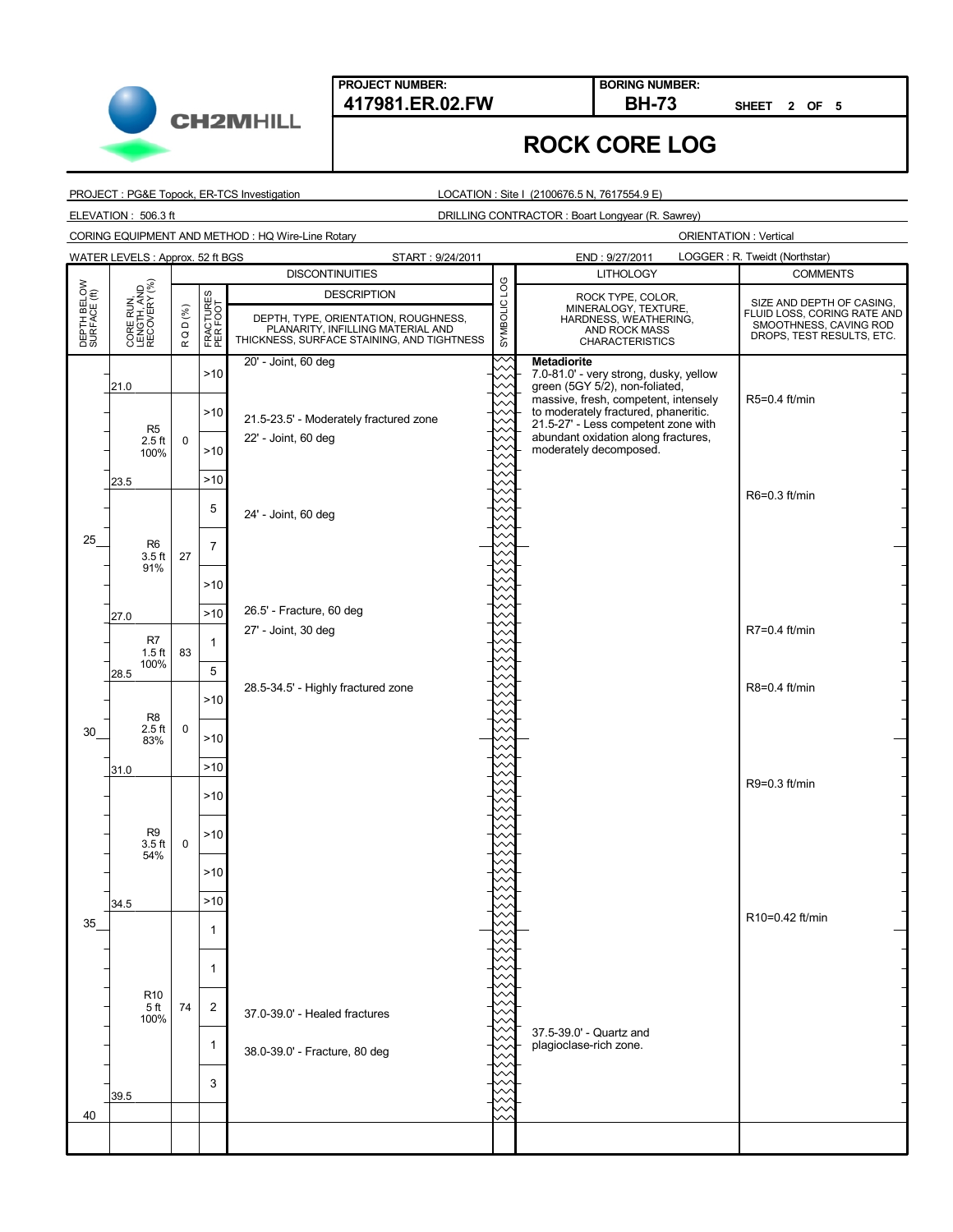**PROJECT NUMBER:** 417981.ER.02.FW

**BORING NUMBER:** BH-73

**SHEET** 2 **OF** 5

# ROCK CORE LOG

PROJECT : PG&E Topock, ER-TCS Investigation

LOCATION : Site I (2100676.5 N, 7617554.9 E)

ELEVATION : 506.3 ft

DRILLING CONTRACTOR : Boart Longyear (R. Sawrey)

CORING EQUIPMENT AND METHOD : HQ Wire-Line Rotary

ORIENTATION : Vertical

WATER LEVELS : Approx. 52 ft BGS

START : 9/24/2011

END : 9/27/2011

LOGGER : R. Tweidt (Northstar)

| DEPTH BELOW SURFACE (ft) | CORE RUN, LENGTH, AND RECOVERY (%) | RQD (%) | FRACTURES PER FOOT | DISCONTINUITIES DESCRIPTION: DEPTH, TYPE, ORIENTATION, ROUGHNESS, PLANARITY, INFILLING MATERIAL AND THICKNESS, SURFACE STAINING, AND TIGHTNESS | SYMBOLIC LOG | LITHOLOGY: ROCK TYPE, COLOR, MINERALOGY, TEXTURE, HARDNESS, WEATHERING, AND ROCK MASS CHARACTERISTICS | COMMENTS: SIZE AND DEPTH OF CASING, FLUID LOSS, CORING RATE AND SMOOTHNESS, CAVING ROD DROPS, TEST RESULTS, ETC. |
|---|---|---|---|---|---|---|---|
| | | | >10 | 20' - Joint, 60 deg | | **Metadiorite** 7.0-81.0' - very strong, dusky, yellow green (5GY 5/2), non-foliated, massive, fresh, competent, intensely to moderately fractured, phaneritic. 21.5-27' - Less competent zone with abundant oxidation along fractures, moderately decomposed. | |
| | 21.0 | | | | | | |
| | R5 2.5 ft 100% | 0 | >10 | 21.5-23.5' - Moderately fractured zone | | | R5=0.4 ft/min |
| | | | >10 | 22' - Joint, 60 deg | | | |
| | 23.5 | | >10 | | | | |
| | R6 3.5 ft 91% | 27 | 5 | 24' - Joint, 60 deg | | | R6=0.3 ft/min |
| 25 | | | 7 | | | | |
| | | | >10 | | | | |
| | 27.0 | | >10 | 26.5' - Fracture, 60 deg | | | |
| | R7 1.5 ft 100% | 83 | 1 | 27' - Joint, 30 deg | | | R7=0.4 ft/min |
| | 28.5 | | 5 | | | | |
| | R8 2.5 ft 83% | 0 | >10 | 28.5-34.5' - Highly fractured zone | | | R8=0.4 ft/min |
| 30 | | | >10 | | | | |
| | 31.0 | | >10 | | | | |
| | R9 3.5 ft 54% | 0 | >10 | | | | R9=0.3 ft/min |
| | | | >10 | | | | |
| | | | >10 | | | | |
| | 34.5 | | >10 | | | | |
| 35 | R10 5 ft 100% | 74 | 1 | | | | R10=0.42 ft/min |
| | | | 1 | | | | |
| | | | 2 | 37.0-39.0' - Healed fractures | | 37.5-39.0' - Quartz and plagioclase-rich zone. | |
| | | | 1 | 38.0-39.0' - Fracture, 80 deg | | | |
| | | | 3 | | | | |
| | 39.5 | | | | | | |
| 40 | | | | | | | |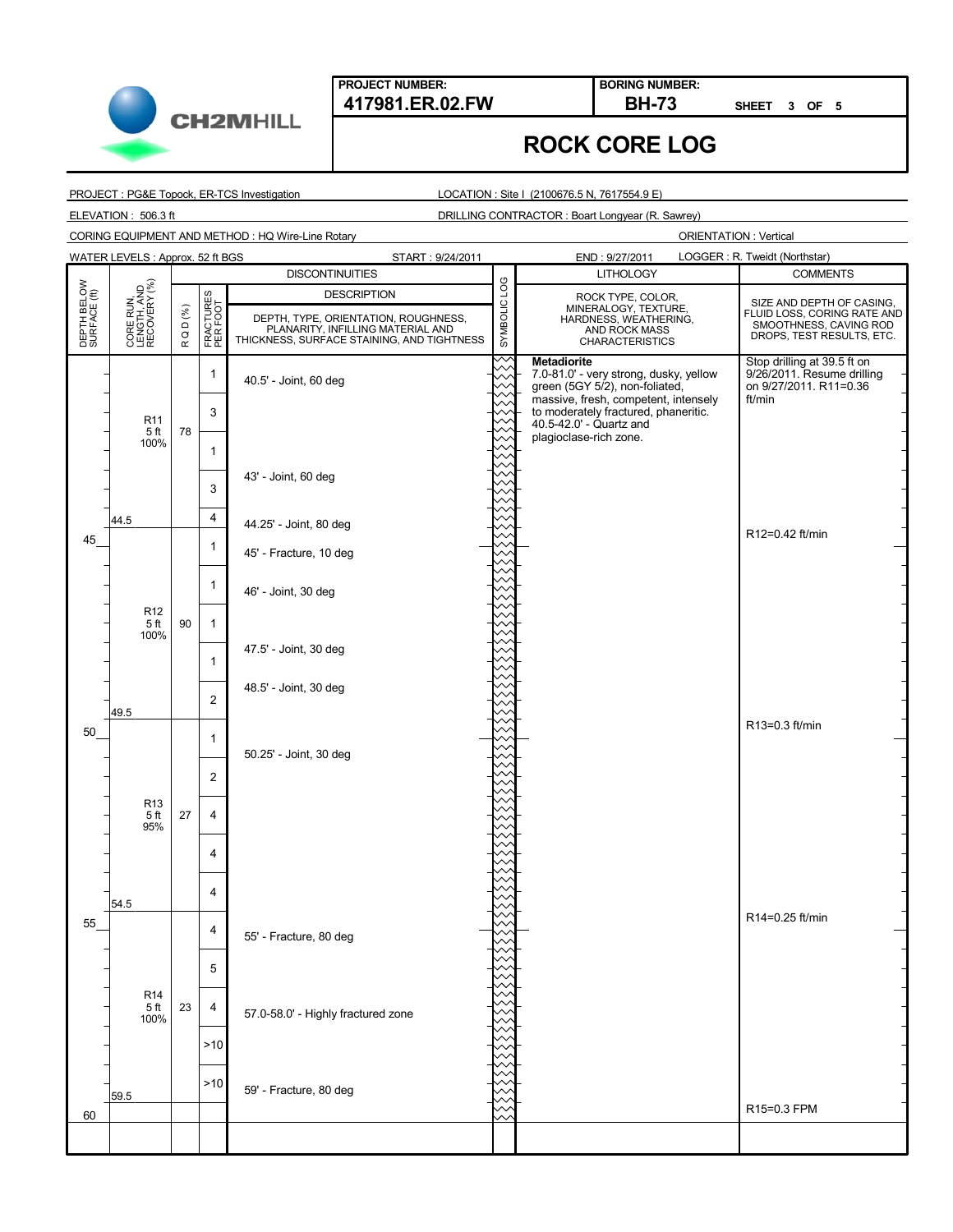**CH2MHILL**

| PROJECT NUMBER: | BORING NUMBER: | |
|---|---|---|
| 417981.ER.02.FW | BH-73 | SHEET 3 OF 5 |

# ROCK CORE LOG

PROJECT : PG&E Topock, ER-TCS Investigation
LOCATION : Site I (2100676.5 N, 7617554.9 E)
ELEVATION : 506.3 ft
DRILLING CONTRACTOR : Boart Longyear (R. Sawrey)
CORING EQUIPMENT AND METHOD : HQ Wire-Line Rotary
ORIENTATION : Vertical
WATER LEVELS : Approx. 52 ft BGS
START : 9/24/2011
END : 9/27/2011
LOGGER : R. Tweidt (Northstar)

| DEPTH BELOW SURFACE (ft) | CORE RUN, LENGTH, AND RECOVERY (%) | R Q D (%) | FRACTURES PER FOOT | DISCONTINUITIES: DEPTH, TYPE, ORIENTATION, ROUGHNESS, PLANARITY, INFILLING MATERIAL AND THICKNESS, SURFACE STAINING, AND TIGHTNESS | LITHOLOGY: ROCK TYPE, COLOR, MINERALOGY, TEXTURE, HARDNESS, WEATHERING, AND ROCK MASS CHARACTERISTICS | COMMENTS: SIZE AND DEPTH OF CASING, FLUID LOSS, CORING RATE AND SMOOTHNESS, CAVING ROD DROPS, TEST RESULTS, ETC. |
|---|---|---|---|---|---|---|
| | R11 5 ft 100% | 78 | 1 | 40.5' - Joint, 60 deg | **Metadiorite** 7.0-81.0' - very strong, dusky, yellow green (5GY 5/2), non-foliated, massive, fresh, competent, intensely to moderately fractured, phaneritic. 40.5-42.0' - Quartz and plagioclase-rich zone. | Stop drilling at 39.5 ft on 9/26/2011. Resume drilling on 9/27/2011. R11=0.36 ft/min |
| | | | 3 | | | |
| | | | 1 | | | |
| | | | 3 | 43' - Joint, 60 deg | | |
| | 44.5 | | 4 | 44.25' - Joint, 80 deg | | |
| 45 | R12 5 ft 100% | 90 | 1 | 45' - Fracture, 10 deg | | R12=0.42 ft/min |
| | | | 1 | 46' - Joint, 30 deg | | |
| | | | 1 | | | |
| | | | 1 | 47.5' - Joint, 30 deg | | |
| | 49.5 | | 2 | 48.5' - Joint, 30 deg | | |
| 50 | R13 5 ft 95% | 27 | 1 | 50.25' - Joint, 30 deg | | R13=0.3 ft/min |
| | | | 2 | | | |
| | | | 4 | | | |
| | | | 4 | | | |
| | 54.5 | | 4 | | | |
| 55 | R14 5 ft 100% | 23 | 4 | 55' - Fracture, 80 deg | | R14=0.25 ft/min |
| | | | 5 | | | |
| | | | 4 | 57.0-58.0' - Highly fractured zone | | |
| | | | >10 | | | |
| | 59.5 | | >10 | 59' - Fracture, 80 deg | | |
| 60 | | | | | | R15=0.3 FPM |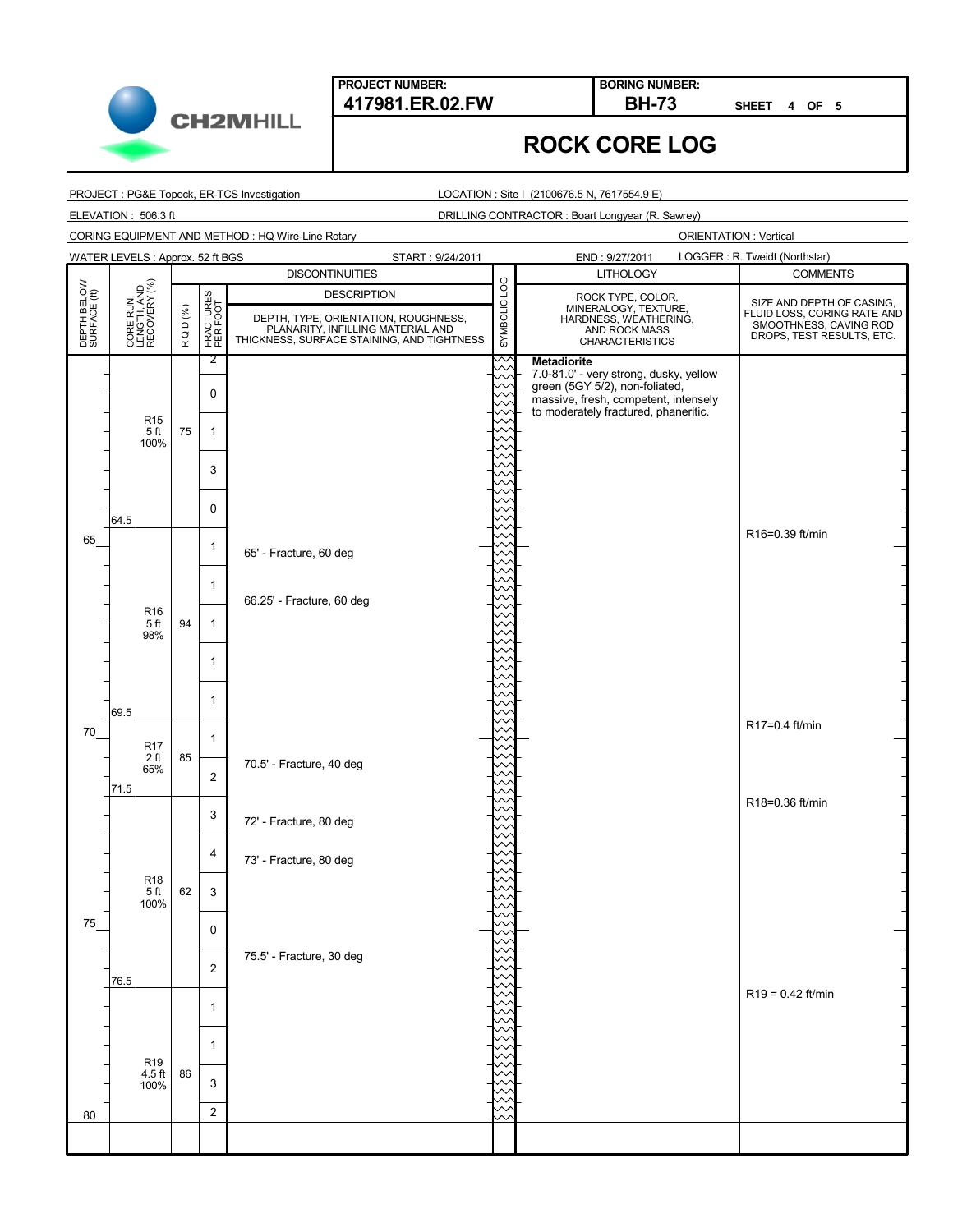**PROJECT NUMBER:** 417981.ER.02.FW

**BORING NUMBER:** BH-73

SHEET 4 OF 5

# ROCK CORE LOG

PROJECT : PG&E Topock, ER-TCS Investigation

LOCATION : Site I (2100676.5 N, 7617554.9 E)

ELEVATION : 506.3 ft

DRILLING CONTRACTOR : Boart Longyear (R. Sawrey)

CORING EQUIPMENT AND METHOD : HQ Wire-Line Rotary

ORIENTATION : Vertical

WATER LEVELS : Approx. 52 ft BGS

START : 9/24/2011

END : 9/27/2011

LOGGER : R. Tweidt (Northstar)

| DEPTH BELOW SURFACE (ft) | CORE RUN, LENGTH, AND RECOVERY (%) | RQD (%) | FRACTURES PER FOOT | DISCONTINUITIES DESCRIPTION: DEPTH, TYPE, ORIENTATION, ROUGHNESS, PLANARITY, INFILLING MATERIAL AND THICKNESS, SURFACE STAINING, AND TIGHTNESS | SYMBOLIC LOG | LITHOLOGY: ROCK TYPE, COLOR, MINERALOGY, TEXTURE, HARDNESS, WEATHERING, AND ROCK MASS CHARACTERISTICS | COMMENTS: SIZE AND DEPTH OF CASING, FLUID LOSS, CORING RATE AND SMOOTHNESS, CAVING ROD DROPS, TEST RESULTS, ETC. |
|---|---|---|---|---|---|---|---|
| | R15 5 ft 100% | 75 | 2 | | | **Metadiorite** 7.0-81.0' - very strong, dusky, yellow green (5GY 5/2), non-foliated, massive, fresh, competent, intensely to moderately fractured, phaneritic. | |
| | | | 0 | | | | |
| | | | 1 | | | | |
| | | | 3 | | | | |
| | 64.5 | | 0 | | | | |
| 65 | R16 5 ft 98% | 94 | 1 | 65' - Fracture, 60 deg | | | R16=0.39 ft/min |
| | | | 1 | 66.25' - Fracture, 60 deg | | | |
| | | | 1 | | | | |
| | | | 1 | | | | |
| | 69.5 | | 1 | | | | |
| 70 | R17 2 ft 65% | 85 | 1 | | | | R17=0.4 ft/min |
| | 71.5 | | 2 | 70.5' - Fracture, 40 deg | | | |
| | R18 5 ft 100% | 62 | 3 | 72' - Fracture, 80 deg | | | R18=0.36 ft/min |
| | | | 4 | 73' - Fracture, 80 deg | | | |
| | | | 3 | | | | |
| 75 | | | 0 | | | | |
| | 76.5 | | 2 | 75.5' - Fracture, 30 deg | | | |
| | R19 4.5 ft 100% | 86 | 1 | | | | R19 = 0.42 ft/min |
| | | | 1 | | | | |
| | | | 3 | | | | |
| 80 | | | 2 | | | | |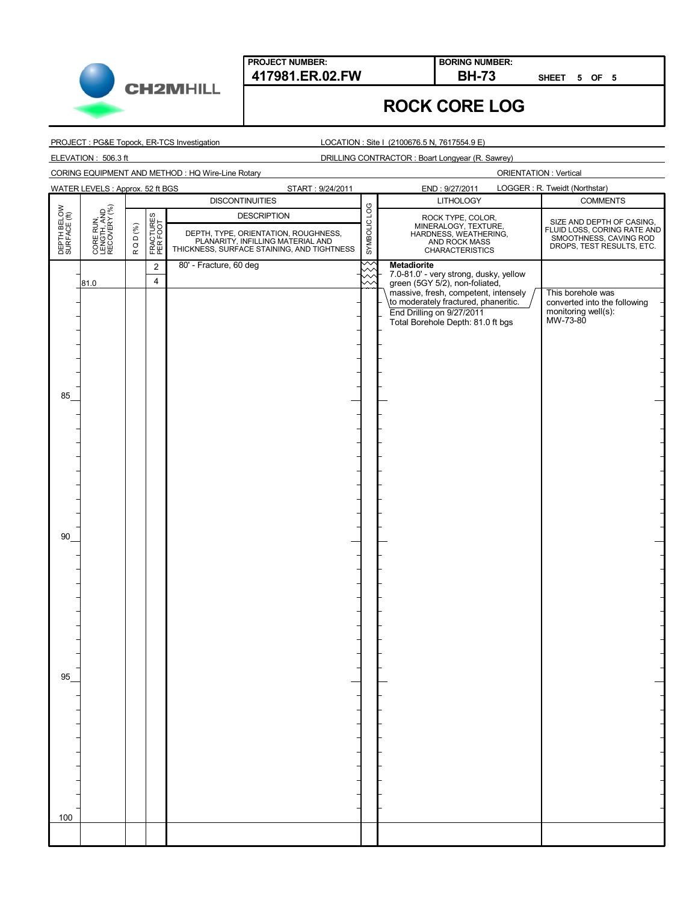CH2MHILL

**PROJECT NUMBER:** 417981.ER.02.FW

**BORING NUMBER:** BH-73

**SHEET 5 OF 5**

# ROCK CORE LOG

PROJECT : PG&E Topock, ER-TCS Investigation

LOCATION : Site I (2100676.5 N, 7617554.9 E)

ELEVATION : 506.3 ft

DRILLING CONTRACTOR : Boart Longyear (R. Sawrey)

CORING EQUIPMENT AND METHOD : HQ Wire-Line Rotary

ORIENTATION : Vertical

WATER LEVELS : Approx. 52 ft BGS

START : 9/24/2011

END : 9/27/2011

LOGGER : R. Tweidt (Northstar)

| DEPTH BELOW SURFACE (ft) | CORE RUN, LENGTH, AND RECOVERY (%) | R Q D (%) | FRACTURES PER FOOT | DISCONTINUITIES DESCRIPTION: DEPTH, TYPE, ORIENTATION, ROUGHNESS, PLANARITY, INFILLING MATERIAL AND THICKNESS, SURFACE STAINING, AND TIGHTNESS | SYMBOLIC LOG | LITHOLOGY: ROCK TYPE, COLOR, MINERALOGY, TEXTURE, HARDNESS, WEATHERING, AND ROCK MASS CHARACTERISTICS | COMMENTS: SIZE AND DEPTH OF CASING, FLUID LOSS, CORING RATE AND SMOOTHNESS, CAVING ROD DROPS, TEST RESULTS, ETC. |
|---|---|---|---|---|---|---|---|
| | | | 2 | 80' - Fracture, 60 deg | | **Metadiorite** 7.0-81.0' - very strong, dusky, yellow green (5GY 5/2), non-foliated, massive, fresh, competent, intensely to moderately fractured, phaneritic. | |
| | 81.0 | | 4 | | | End Drilling on 9/27/2011<br>Total Borehole Depth: 81.0 ft bgs | This borehole was converted into the following monitoring well(s): MW-73-80 |
| 85 | | | | | | | |
| 90 | | | | | | | |
| 95 | | | | | | | |
| 100 | | | | | | | |